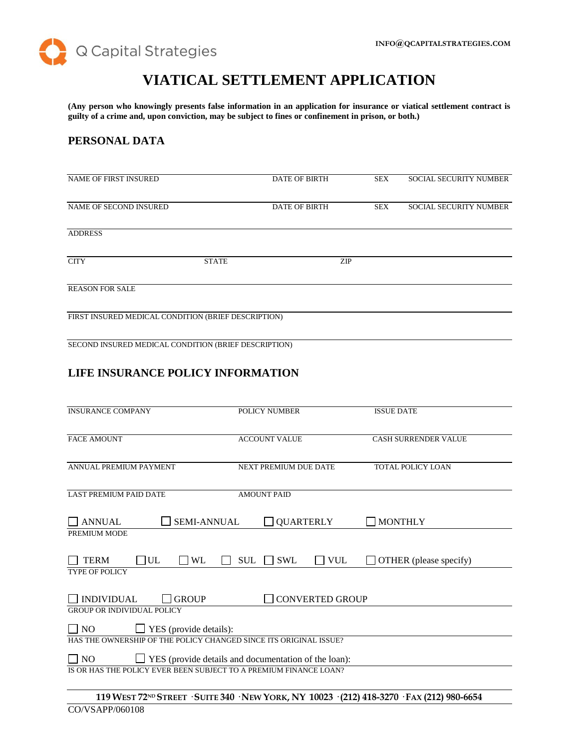Q Capital Strategies

INFO@QCAPITALSTRATEGIES.COM

# VIATICAL SETTLEMENT APPLICATION

**(Any person who knowingly presents false information in an application for insurance or viatical settlement contract is guilty of a crime and, upon conviction, may be subject to fines or confinement in prison, or both.)**

## PERSONAL DATA

| NAME OF FIRST INSURED | DATE OF BIRTH | SEX | SOCIAL SECURITY NUMBER |
|---|---|---|---|
| | | | |

| NAME OF SECOND INSURED | DATE OF BIRTH | SEX | SOCIAL SECURITY NUMBER |
|---|---|---|---|
| | | | |

ADDRESS

| CITY | STATE | ZIP |
|---|---|---|
| | | |

REASON FOR SALE

FIRST INSURED MEDICAL CONDITION (BRIEF DESCRIPTION)

SECOND INSURED MEDICAL CONDITION (BRIEF DESCRIPTION)

## LIFE INSURANCE POLICY INFORMATION

| INSURANCE COMPANY | POLICY NUMBER | ISSUE DATE |
|---|---|---|
| FACE AMOUNT | ACCOUNT VALUE | CASH SURRENDER VALUE |
| ANNUAL PREMIUM PAYMENT | NEXT PREMIUM DUE DATE | TOTAL POLICY LOAN |
| LAST PREMIUM PAID DATE | AMOUNT PAID | |

☐ ANNUAL ☐ SEMI-ANNUAL ☐ QUARTERLY ☐ MONTHLY

PREMIUM MODE

☐ TERM ☐ UL ☐ WL ☐ SUL ☐ SWL ☐ VUL ☐ OTHER (please specify)

TYPE OF POLICY

☐ INDIVIDUAL ☐ GROUP ☐ CONVERTED GROUP

GROUP OR INDIVIDUAL POLICY

☐ NO ☐ YES (provide details):

HAS THE OWNERSHIP OF THE POLICY CHANGED SINCE ITS ORIGINAL ISSUE?

☐ NO ☐ YES (provide details and documentation of the loan):

IS OR HAS THE POLICY EVER BEEN SUBJECT TO A PREMIUM FINANCE LOAN?

**119 WEST 72ND STREET · SUITE 340 · NEW YORK, NY 10023 · (212) 418-3270 · FAX (212) 980-6654**

CO/VSAPP/060108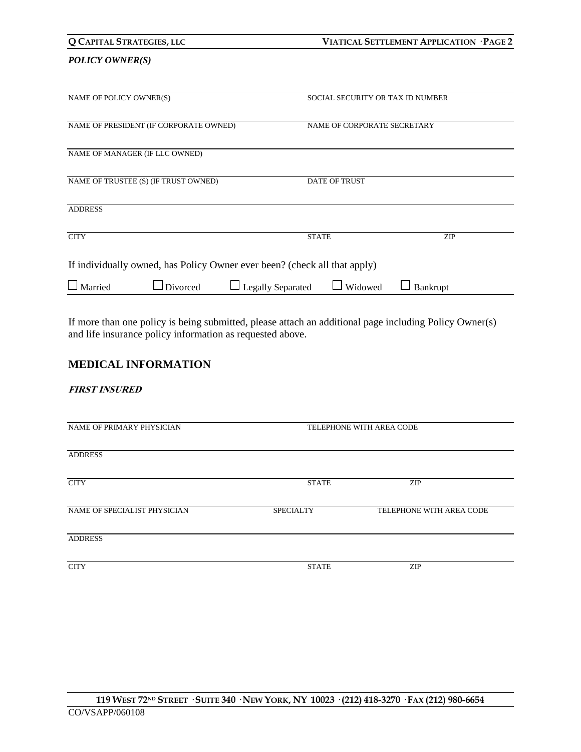*POLICY OWNER(S)*

| | |
|---|---|
| NAME OF POLICY OWNER(S) | SOCIAL SECURITY OR TAX ID NUMBER |
| NAME OF PRESIDENT (IF CORPORATE OWNED) | NAME OF CORPORATE SECRETARY |
| NAME OF MANAGER (IF LLC OWNED) | |
| NAME OF TRUSTEE (S) (IF TRUST OWNED) | DATE OF TRUST |
| ADDRESS | |

| | | |
|---|---|---|
| CITY | STATE | ZIP |

If individually owned, has Policy Owner ever been? (check all that apply)

☐ Married ☐ Divorced ☐ Legally Separated ☐ Widowed ☐ Bankrupt

If more than one policy is being submitted, please attach an additional page including Policy Owner(s) and life insurance policy information as requested above.

## MEDICAL INFORMATION

***FIRST INSURED***

| | | |
|---|---|---|
| NAME OF PRIMARY PHYSICIAN | TELEPHONE WITH AREA CODE | |
| ADDRESS | | |
| CITY | STATE | ZIP |
| NAME OF SPECIALIST PHYSICIAN | SPECIALTY | TELEPHONE WITH AREA CODE |
| ADDRESS | | |
| CITY | STATE | ZIP |

119 WEST 72ND STREET · SUITE 340 · NEW YORK, NY 10023 · (212) 418-3270 · FAX (212) 980-6654

CO/VSAPP/060108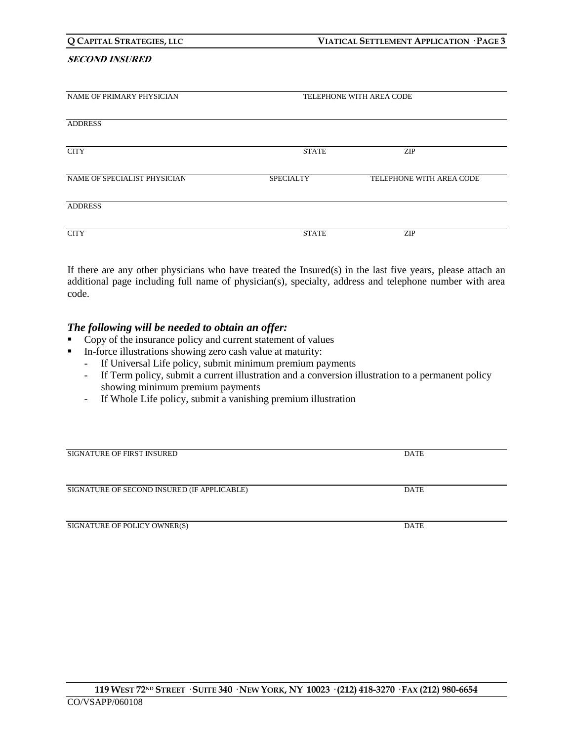***SECOND INSURED***

| NAME OF PRIMARY PHYSICIAN | | TELEPHONE WITH AREA CODE |
|---|---|---|
| ADDRESS | | |
| CITY | STATE | ZIP |

| NAME OF SPECIALIST PHYSICIAN | SPECIALTY | TELEPHONE WITH AREA CODE |
|---|---|---|
| ADDRESS | | |
| CITY | STATE | ZIP |

If there are any other physicians who have treated the Insured(s) in the last five years, please attach an additional page including full name of physician(s), specialty, address and telephone number with area code.

### *The following will be needed to obtain an offer:*

- Copy of the insurance policy and current statement of values
- In-force illustrations showing zero cash value at maturity:
  - If Universal Life policy, submit minimum premium payments
  - If Term policy, submit a current illustration and a conversion illustration to a permanent policy showing minimum premium payments
  - If Whole Life policy, submit a vanishing premium illustration

| SIGNATURE OF FIRST INSURED | DATE |
|---|---|
| SIGNATURE OF SECOND INSURED (IF APPLICABLE) | DATE |
| SIGNATURE OF POLICY OWNER(S) | DATE |

119 WEST 72ND STREET · SUITE 340 · NEW YORK, NY 10023 · (212) 418-3270 · FAX (212) 980-6654

CO/VSAPP/060108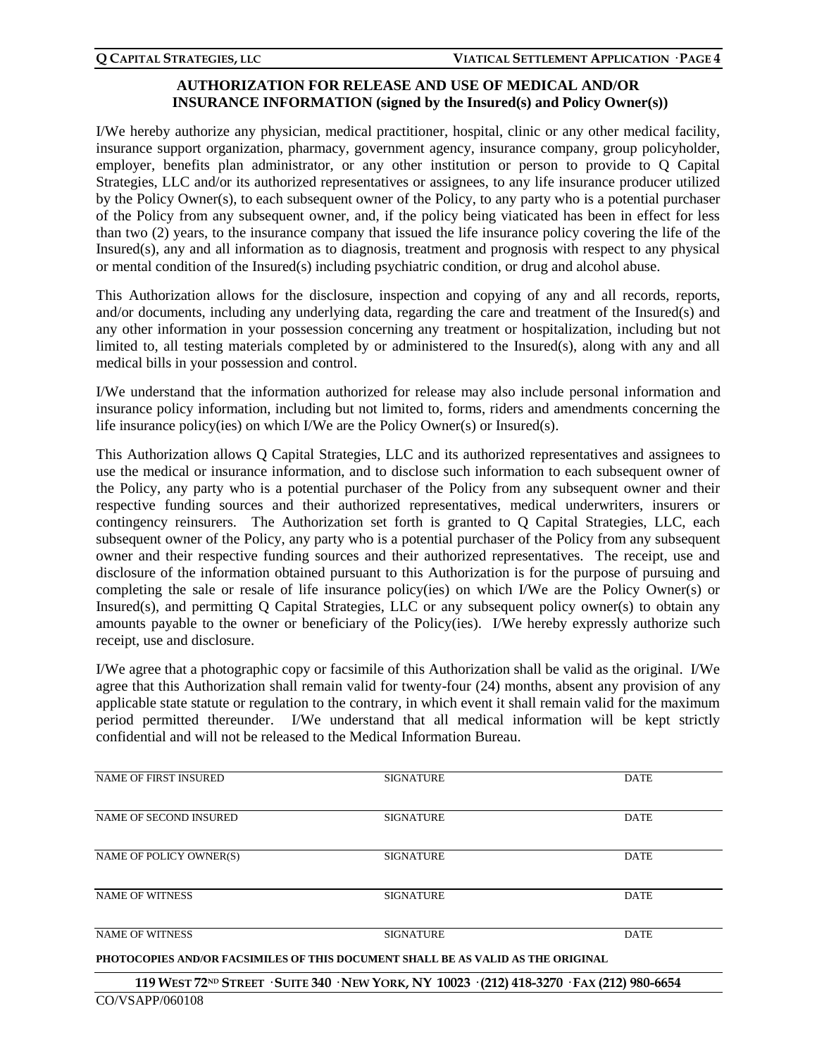## AUTHORIZATION FOR RELEASE AND USE OF MEDICAL AND/OR INSURANCE INFORMATION (signed by the Insured(s) and Policy Owner(s))

I/We hereby authorize any physician, medical practitioner, hospital, clinic or any other medical facility, insurance support organization, pharmacy, government agency, insurance company, group policyholder, employer, benefits plan administrator, or any other institution or person to provide to Q Capital Strategies, LLC and/or its authorized representatives or assignees, to any life insurance producer utilized by the Policy Owner(s), to each subsequent owner of the Policy, to any party who is a potential purchaser of the Policy from any subsequent owner, and, if the policy being viaticated has been in effect for less than two (2) years, to the insurance company that issued the life insurance policy covering the life of the Insured(s), any and all information as to diagnosis, treatment and prognosis with respect to any physical or mental condition of the Insured(s) including psychiatric condition, or drug and alcohol abuse.

This Authorization allows for the disclosure, inspection and copying of any and all records, reports, and/or documents, including any underlying data, regarding the care and treatment of the Insured(s) and any other information in your possession concerning any treatment or hospitalization, including but not limited to, all testing materials completed by or administered to the Insured(s), along with any and all medical bills in your possession and control.

I/We understand that the information authorized for release may also include personal information and insurance policy information, including but not limited to, forms, riders and amendments concerning the life insurance policy(ies) on which I/We are the Policy Owner(s) or Insured(s).

This Authorization allows Q Capital Strategies, LLC and its authorized representatives and assignees to use the medical or insurance information, and to disclose such information to each subsequent owner of the Policy, any party who is a potential purchaser of the Policy from any subsequent owner and their respective funding sources and their authorized representatives, medical underwriters, insurers or contingency reinsurers. The Authorization set forth is granted to Q Capital Strategies, LLC, each subsequent owner of the Policy, any party who is a potential purchaser of the Policy from any subsequent owner and their respective funding sources and their authorized representatives. The receipt, use and disclosure of the information obtained pursuant to this Authorization is for the purpose of pursuing and completing the sale or resale of life insurance policy(ies) on which I/We are the Policy Owner(s) or Insured(s), and permitting Q Capital Strategies, LLC or any subsequent policy owner(s) to obtain any amounts payable to the owner or beneficiary of the Policy(ies). I/We hereby expressly authorize such receipt, use and disclosure.

I/We agree that a photographic copy or facsimile of this Authorization shall be valid as the original. I/We agree that this Authorization shall remain valid for twenty-four (24) months, absent any provision of any applicable state statute or regulation to the contrary, in which event it shall remain valid for the maximum period permitted thereunder. I/We understand that all medical information will be kept strictly confidential and will not be released to the Medical Information Bureau.

| NAME OF FIRST INSURED | SIGNATURE | DATE |
|---|---|---|
| NAME OF SECOND INSURED | SIGNATURE | DATE |
| NAME OF POLICY OWNER(S) | SIGNATURE | DATE |
| NAME OF WITNESS | SIGNATURE | DATE |
| NAME OF WITNESS | SIGNATURE | DATE |

**PHOTOCOPIES AND/OR FACSIMILES OF THIS DOCUMENT SHALL BE AS VALID AS THE ORIGINAL**

**119 WEST 72ND STREET · SUITE 340 · NEW YORK, NY 10023 · (212) 418-3270 · FAX (212) 980-6654**

CO/VSAPP/060108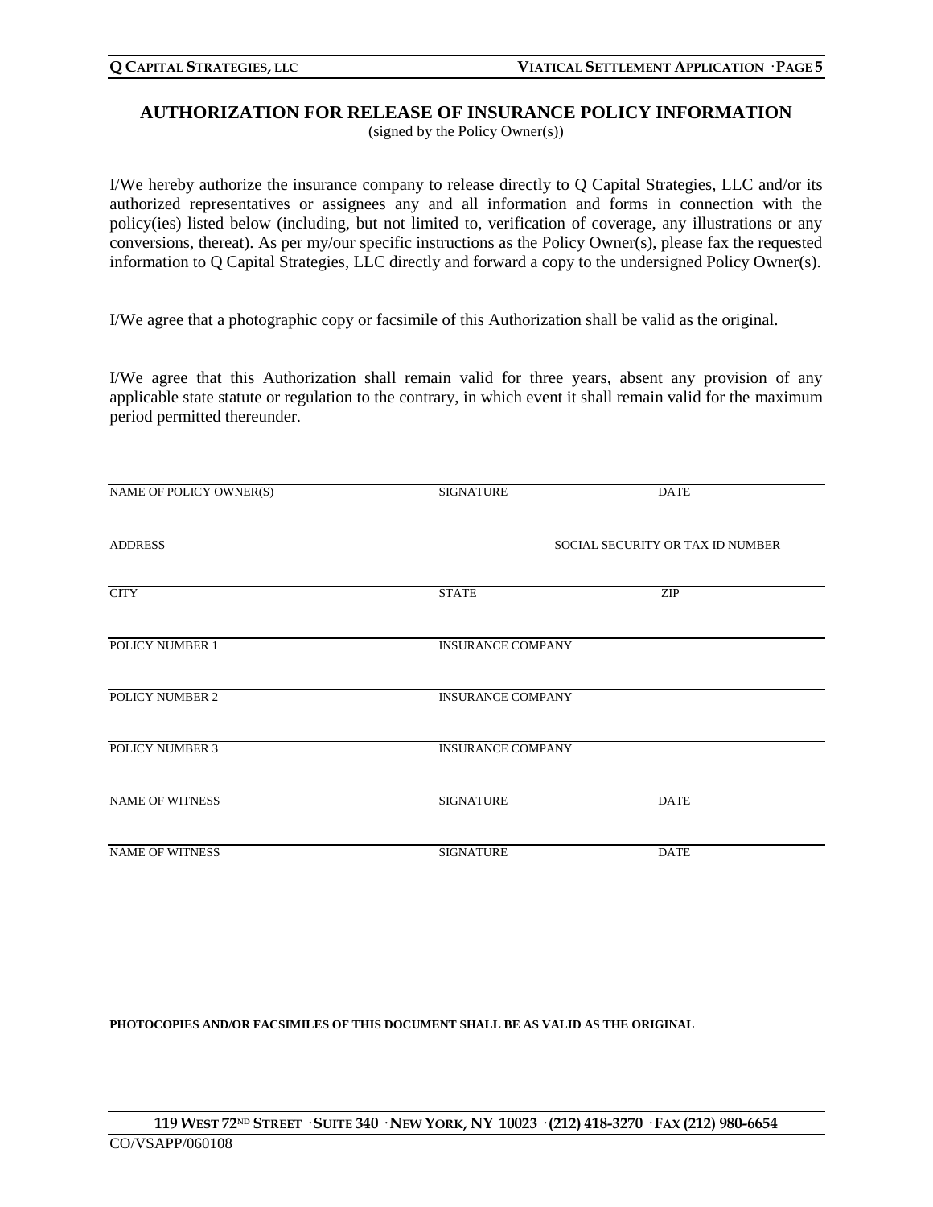## AUTHORIZATION FOR RELEASE OF INSURANCE POLICY INFORMATION

(signed by the Policy Owner(s))

I/We hereby authorize the insurance company to release directly to Q Capital Strategies, LLC and/or its authorized representatives or assignees any and all information and forms in connection with the policy(ies) listed below (including, but not limited to, verification of coverage, any illustrations or any conversions, thereat). As per my/our specific instructions as the Policy Owner(s), please fax the requested information to Q Capital Strategies, LLC directly and forward a copy to the undersigned Policy Owner(s).

I/We agree that a photographic copy or facsimile of this Authorization shall be valid as the original.

I/We agree that this Authorization shall remain valid for three years, absent any provision of any applicable state statute or regulation to the contrary, in which event it shall remain valid for the maximum period permitted thereunder.

| NAME OF POLICY OWNER(S) | SIGNATURE | DATE |
|---|---|---|
| ADDRESS | | SOCIAL SECURITY OR TAX ID NUMBER |
| CITY | STATE | ZIP |
| POLICY NUMBER 1 | INSURANCE COMPANY | |
| POLICY NUMBER 2 | INSURANCE COMPANY | |
| POLICY NUMBER 3 | INSURANCE COMPANY | |
| NAME OF WITNESS | SIGNATURE | DATE |
| NAME OF WITNESS | SIGNATURE | DATE |

**PHOTOCOPIES AND/OR FACSIMILES OF THIS DOCUMENT SHALL BE AS VALID AS THE ORIGINAL**

**119 WEST 72ND STREET · SUITE 340 · NEW YORK, NY 10023 · (212) 418-3270 · FAX (212) 980-6654**

CO/VSAPP/060108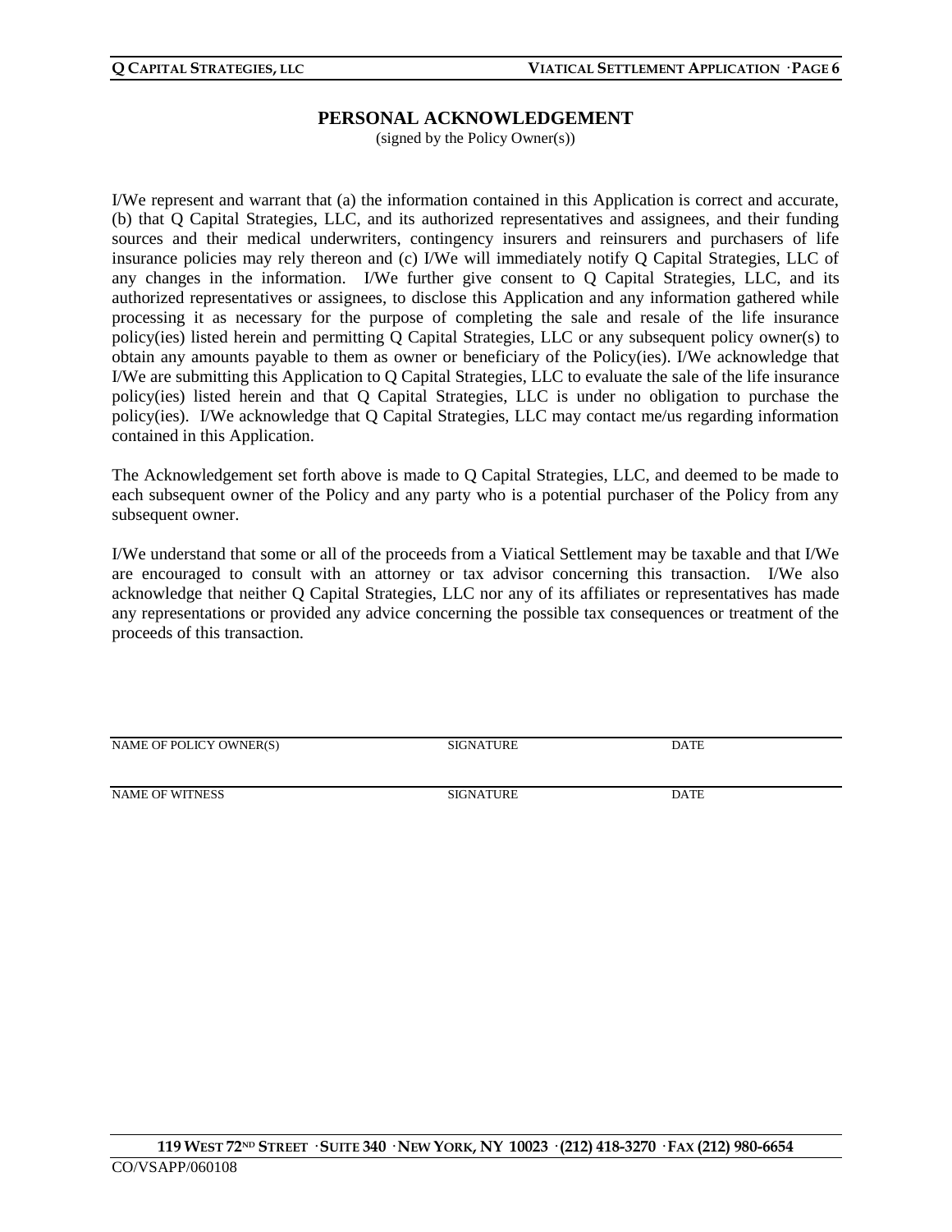# PERSONAL ACKNOWLEDGEMENT

(signed by the Policy Owner(s))

I/We represent and warrant that (a) the information contained in this Application is correct and accurate, (b) that Q Capital Strategies, LLC, and its authorized representatives and assignees, and their funding sources and their medical underwriters, contingency insurers and reinsurers and purchasers of life insurance policies may rely thereon and (c) I/We will immediately notify Q Capital Strategies, LLC of any changes in the information. I/We further give consent to Q Capital Strategies, LLC, and its authorized representatives or assignees, to disclose this Application and any information gathered while processing it as necessary for the purpose of completing the sale and resale of the life insurance policy(ies) listed herein and permitting Q Capital Strategies, LLC or any subsequent policy owner(s) to obtain any amounts payable to them as owner or beneficiary of the Policy(ies). I/We acknowledge that I/We are submitting this Application to Q Capital Strategies, LLC to evaluate the sale of the life insurance policy(ies) listed herein and that Q Capital Strategies, LLC is under no obligation to purchase the policy(ies). I/We acknowledge that Q Capital Strategies, LLC may contact me/us regarding information contained in this Application.

The Acknowledgement set forth above is made to Q Capital Strategies, LLC, and deemed to be made to each subsequent owner of the Policy and any party who is a potential purchaser of the Policy from any subsequent owner.

I/We understand that some or all of the proceeds from a Viatical Settlement may be taxable and that I/We are encouraged to consult with an attorney or tax advisor concerning this transaction. I/We also acknowledge that neither Q Capital Strategies, LLC nor any of its affiliates or representatives has made any representations or provided any advice concerning the possible tax consequences or treatment of the proceeds of this transaction.

| | | |
|---|---|---|
| NAME OF POLICY OWNER(S) | SIGNATURE | DATE |
| NAME OF WITNESS | SIGNATURE | DATE |

CO/VSAPP/060108